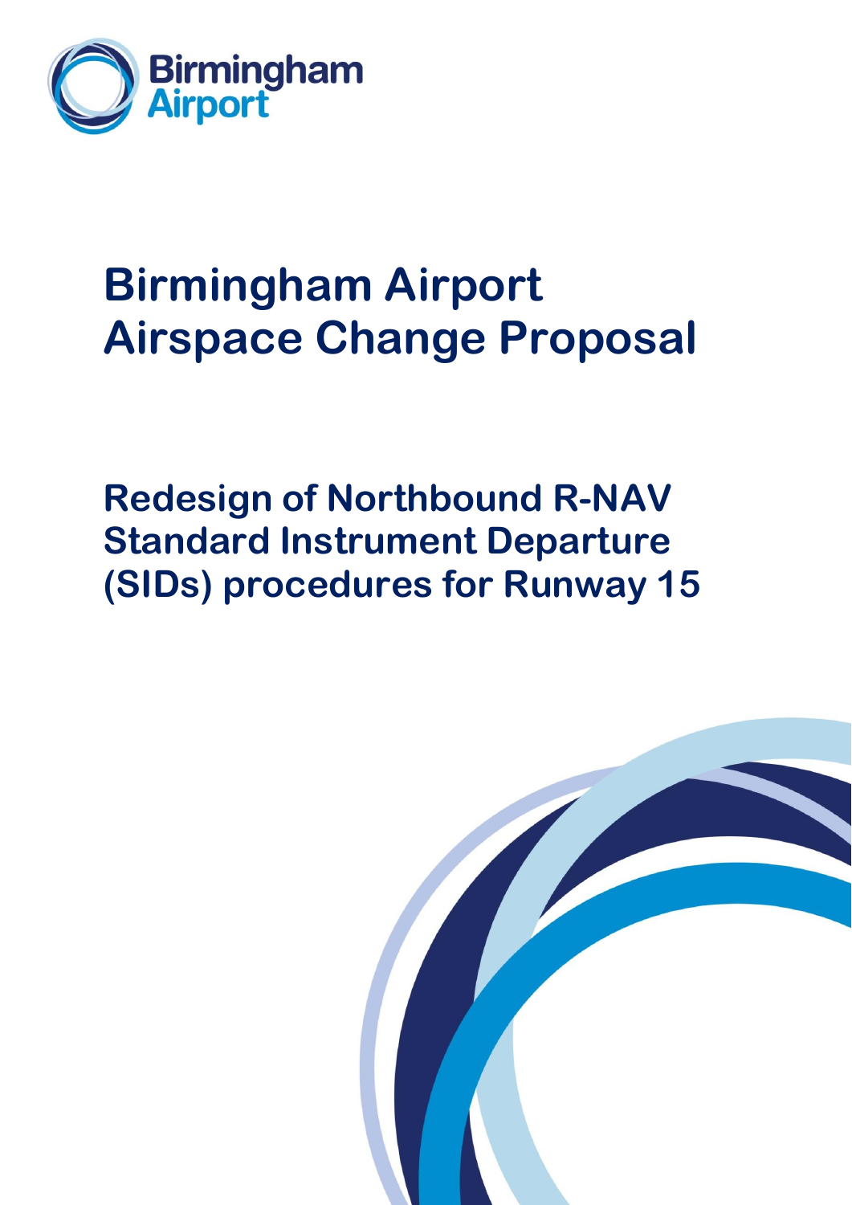Birmingham Airport

# Birmingham Airport Airspace Change Proposal

## Redesign of Northbound R-NAV Standard Instrument Departure (SIDs) procedures for Runway 15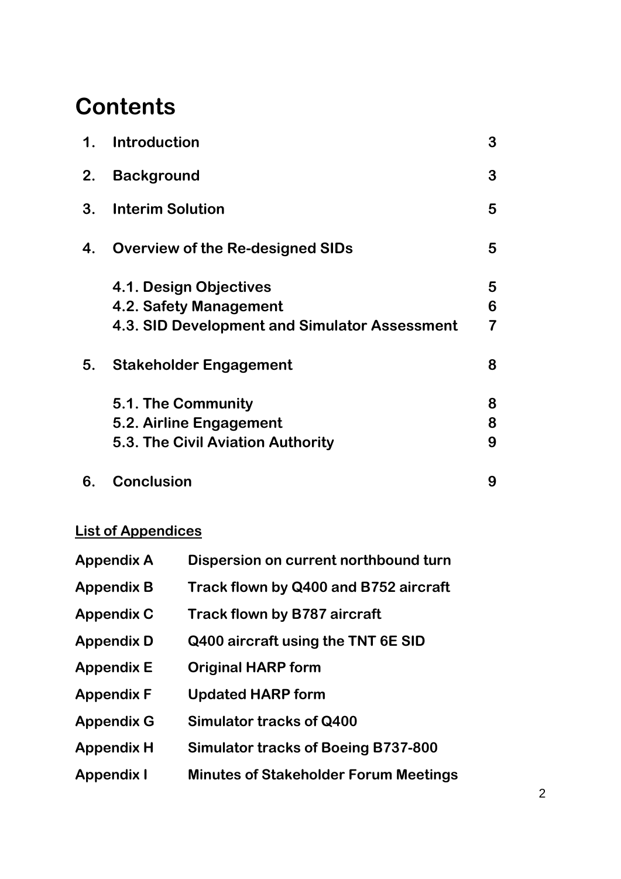# Contents

| | | |
|---|---|---|
| 1. | **Introduction** | 3 |
| 2. | **Background** | 3 |
| 3. | **Interim Solution** | 5 |
| 4. | **Overview of the Re-designed SIDs** | 5 |
| | **4.1. Design Objectives** | 5 |
| | **4.2. Safety Management** | 6 |
| | **4.3. SID Development and Simulator Assessment** | 7 |
| 5. | **Stakeholder Engagement** | 8 |
| | **5.1. The Community** | 8 |
| | **5.2. Airline Engagement** | 8 |
| | **5.3. The Civil Aviation Authority** | 9 |
| 6. | **Conclusion** | 9 |

**List of Appendices**

| | |
|---|---|
| **Appendix A** | **Dispersion on current northbound turn** |
| **Appendix B** | **Track flown by Q400 and B752 aircraft** |
| **Appendix C** | **Track flown by B787 aircraft** |
| **Appendix D** | **Q400 aircraft using the TNT 6E SID** |
| **Appendix E** | **Original HARP form** |
| **Appendix F** | **Updated HARP form** |
| **Appendix G** | **Simulator tracks of Q400** |
| **Appendix H** | **Simulator tracks of Boeing B737-800** |
| **Appendix I** | **Minutes of Stakeholder Forum Meetings** |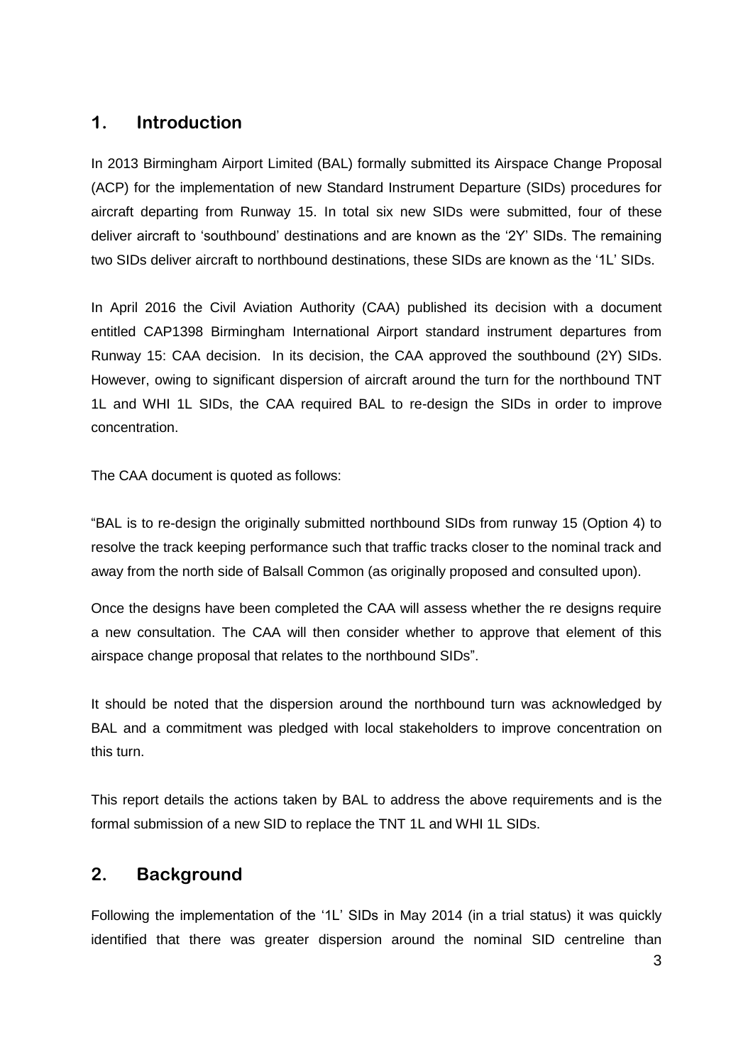## 1. Introduction

In 2013 Birmingham Airport Limited (BAL) formally submitted its Airspace Change Proposal (ACP) for the implementation of new Standard Instrument Departure (SIDs) procedures for aircraft departing from Runway 15. In total six new SIDs were submitted, four of these deliver aircraft to 'southbound' destinations and are known as the '2Y' SIDs. The remaining two SIDs deliver aircraft to northbound destinations, these SIDs are known as the '1L' SIDs.

In April 2016 the Civil Aviation Authority (CAA) published its decision with a document entitled CAP1398 Birmingham International Airport standard instrument departures from Runway 15: CAA decision. In its decision, the CAA approved the southbound (2Y) SIDs. However, owing to significant dispersion of aircraft around the turn for the northbound TNT 1L and WHI 1L SIDs, the CAA required BAL to re-design the SIDs in order to improve concentration.

The CAA document is quoted as follows:

"BAL is to re-design the originally submitted northbound SIDs from runway 15 (Option 4) to resolve the track keeping performance such that traffic tracks closer to the nominal track and away from the north side of Balsall Common (as originally proposed and consulted upon).

Once the designs have been completed the CAA will assess whether the re designs require a new consultation. The CAA will then consider whether to approve that element of this airspace change proposal that relates to the northbound SIDs".

It should be noted that the dispersion around the northbound turn was acknowledged by BAL and a commitment was pledged with local stakeholders to improve concentration on this turn.

This report details the actions taken by BAL to address the above requirements and is the formal submission of a new SID to replace the TNT 1L and WHI 1L SIDs.

## 2. Background

Following the implementation of the '1L' SIDs in May 2014 (in a trial status) it was quickly identified that there was greater dispersion around the nominal SID centreline than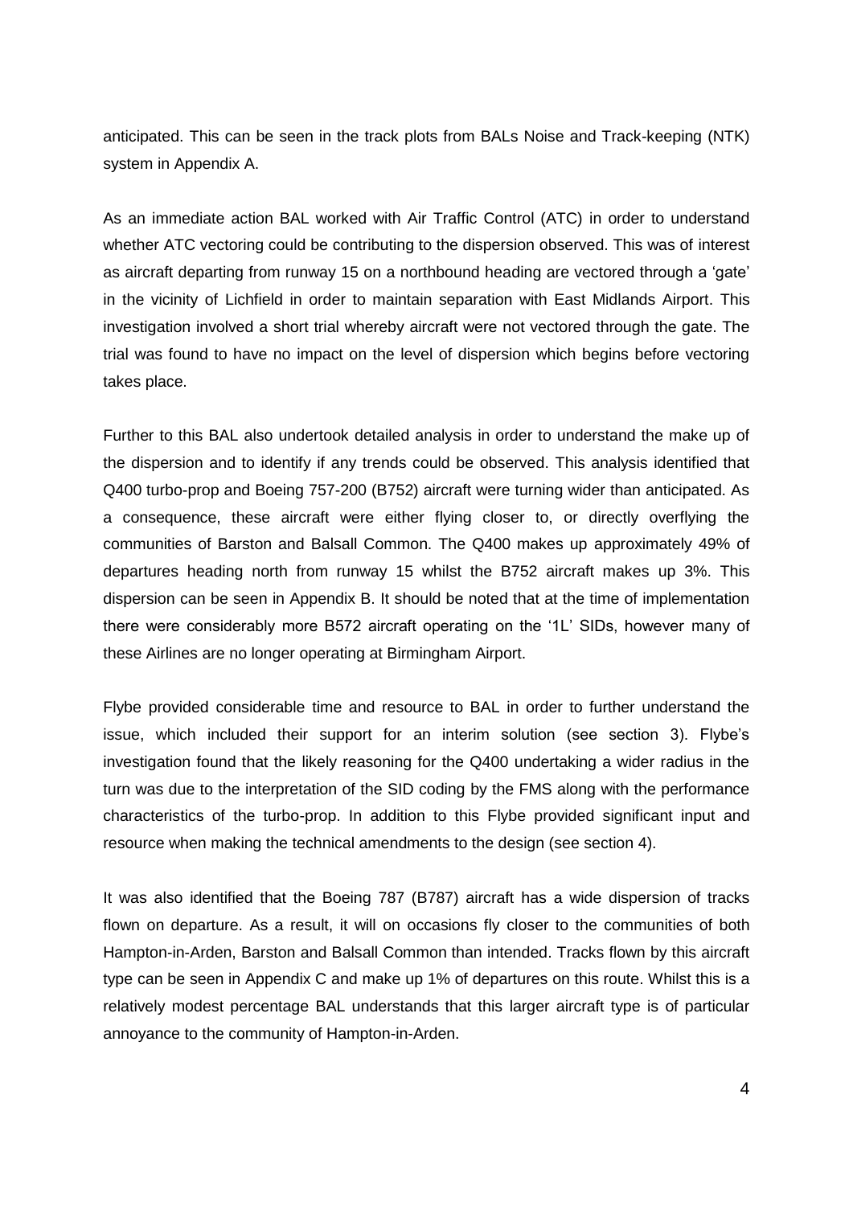anticipated. This can be seen in the track plots from BALs Noise and Track-keeping (NTK) system in Appendix A.

As an immediate action BAL worked with Air Traffic Control (ATC) in order to understand whether ATC vectoring could be contributing to the dispersion observed. This was of interest as aircraft departing from runway 15 on a northbound heading are vectored through a 'gate' in the vicinity of Lichfield in order to maintain separation with East Midlands Airport. This investigation involved a short trial whereby aircraft were not vectored through the gate. The trial was found to have no impact on the level of dispersion which begins before vectoring takes place.

Further to this BAL also undertook detailed analysis in order to understand the make up of the dispersion and to identify if any trends could be observed. This analysis identified that Q400 turbo-prop and Boeing 757-200 (B752) aircraft were turning wider than anticipated. As a consequence, these aircraft were either flying closer to, or directly overflying the communities of Barston and Balsall Common. The Q400 makes up approximately 49% of departures heading north from runway 15 whilst the B752 aircraft makes up 3%. This dispersion can be seen in Appendix B. It should be noted that at the time of implementation there were considerably more B572 aircraft operating on the '1L' SIDs, however many of these Airlines are no longer operating at Birmingham Airport.

Flybe provided considerable time and resource to BAL in order to further understand the issue, which included their support for an interim solution (see section 3). Flybe's investigation found that the likely reasoning for the Q400 undertaking a wider radius in the turn was due to the interpretation of the SID coding by the FMS along with the performance characteristics of the turbo-prop. In addition to this Flybe provided significant input and resource when making the technical amendments to the design (see section 4).

It was also identified that the Boeing 787 (B787) aircraft has a wide dispersion of tracks flown on departure. As a result, it will on occasions fly closer to the communities of both Hampton-in-Arden, Barston and Balsall Common than intended. Tracks flown by this aircraft type can be seen in Appendix C and make up 1% of departures on this route. Whilst this is a relatively modest percentage BAL understands that this larger aircraft type is of particular annoyance to the community of Hampton-in-Arden.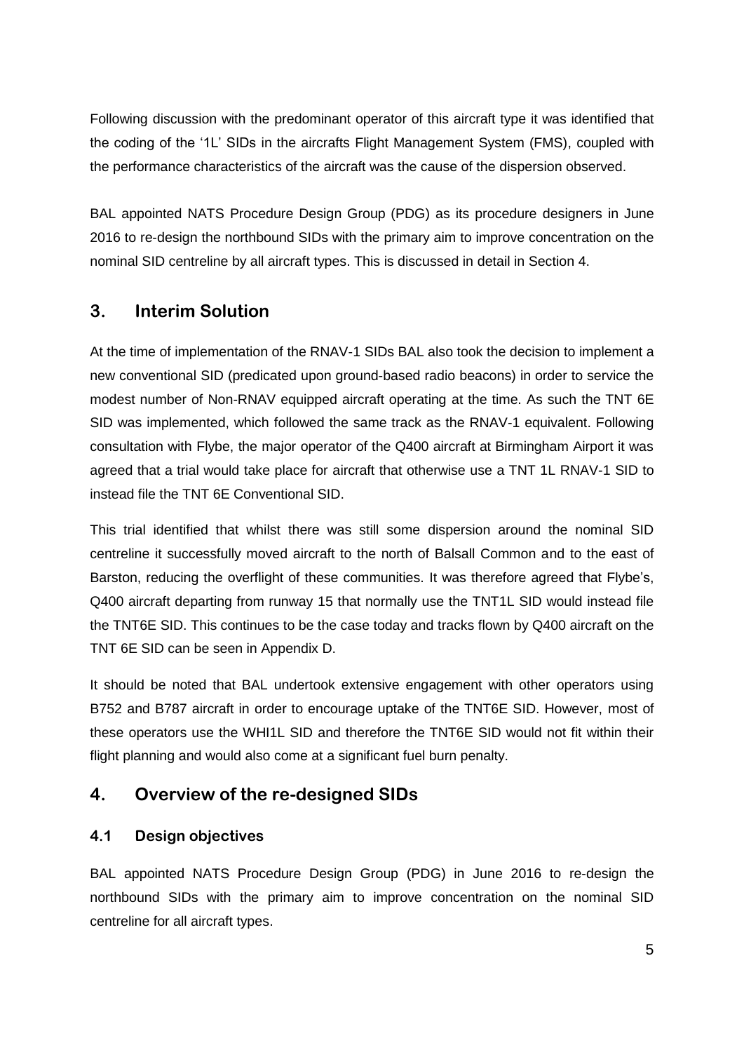Following discussion with the predominant operator of this aircraft type it was identified that the coding of the '1L' SIDs in the aircrafts Flight Management System (FMS), coupled with the performance characteristics of the aircraft was the cause of the dispersion observed.

BAL appointed NATS Procedure Design Group (PDG) as its procedure designers in June 2016 to re-design the northbound SIDs with the primary aim to improve concentration on the nominal SID centreline by all aircraft types. This is discussed in detail in Section 4.

## 3. Interim Solution

At the time of implementation of the RNAV-1 SIDs BAL also took the decision to implement a new conventional SID (predicated upon ground-based radio beacons) in order to service the modest number of Non-RNAV equipped aircraft operating at the time. As such the TNT 6E SID was implemented, which followed the same track as the RNAV-1 equivalent. Following consultation with Flybe, the major operator of the Q400 aircraft at Birmingham Airport it was agreed that a trial would take place for aircraft that otherwise use a TNT 1L RNAV-1 SID to instead file the TNT 6E Conventional SID.

This trial identified that whilst there was still some dispersion around the nominal SID centreline it successfully moved aircraft to the north of Balsall Common and to the east of Barston, reducing the overflight of these communities. It was therefore agreed that Flybe's, Q400 aircraft departing from runway 15 that normally use the TNT1L SID would instead file the TNT6E SID. This continues to be the case today and tracks flown by Q400 aircraft on the TNT 6E SID can be seen in Appendix D.

It should be noted that BAL undertook extensive engagement with other operators using B752 and B787 aircraft in order to encourage uptake of the TNT6E SID. However, most of these operators use the WHI1L SID and therefore the TNT6E SID would not fit within their flight planning and would also come at a significant fuel burn penalty.

## 4. Overview of the re-designed SIDs

### 4.1 Design objectives

BAL appointed NATS Procedure Design Group (PDG) in June 2016 to re-design the northbound SIDs with the primary aim to improve concentration on the nominal SID centreline for all aircraft types.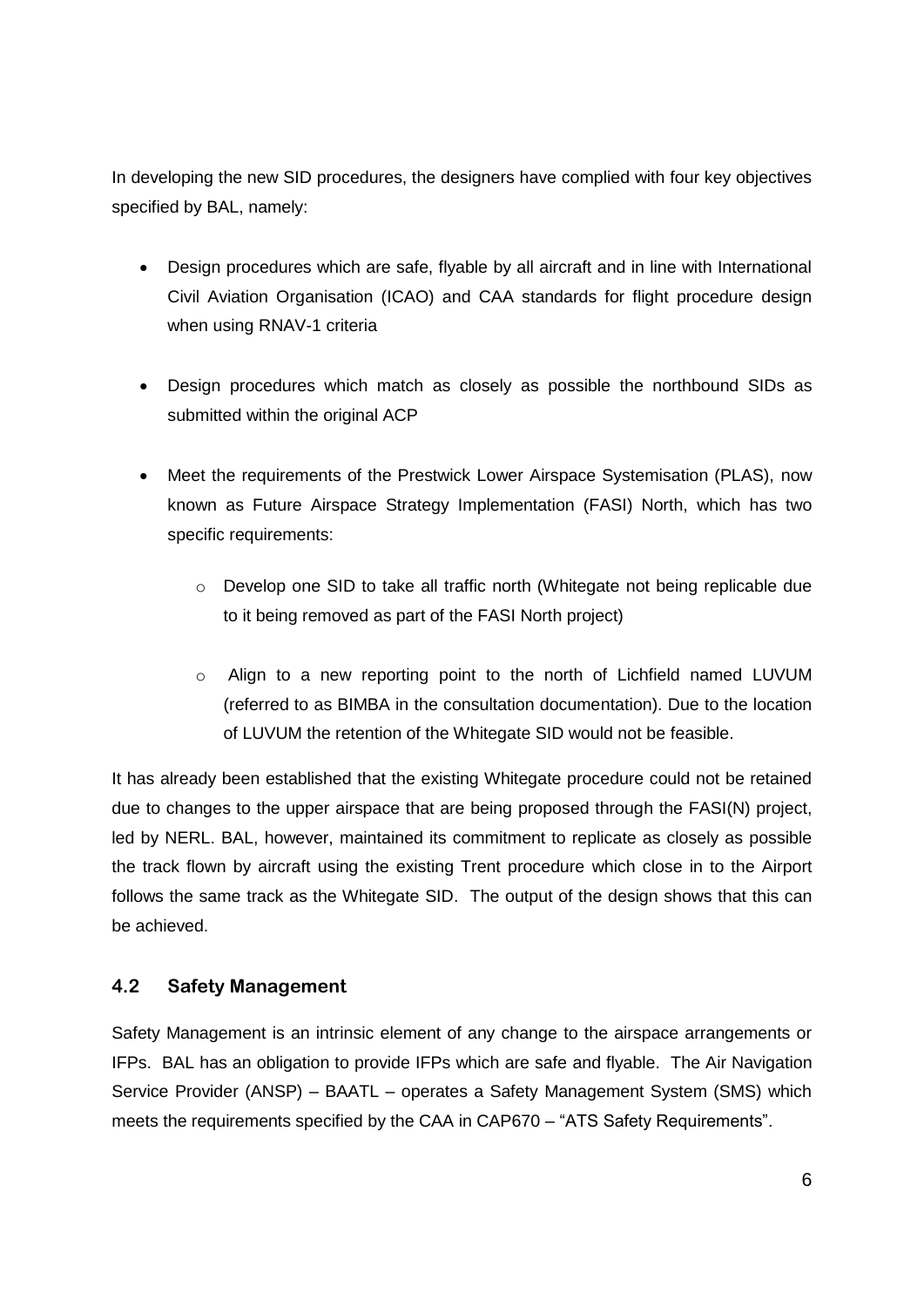In developing the new SID procedures, the designers have complied with four key objectives specified by BAL, namely:

- Design procedures which are safe, flyable by all aircraft and in line with International Civil Aviation Organisation (ICAO) and CAA standards for flight procedure design when using RNAV-1 criteria
- Design procedures which match as closely as possible the northbound SIDs as submitted within the original ACP
- Meet the requirements of the Prestwick Lower Airspace Systemisation (PLAS), now known as Future Airspace Strategy Implementation (FASI) North, which has two specific requirements:
  - Develop one SID to take all traffic north (Whitegate not being replicable due to it being removed as part of the FASI North project)
  - Align to a new reporting point to the north of Lichfield named LUVUM (referred to as BIMBA in the consultation documentation). Due to the location of LUVUM the retention of the Whitegate SID would not be feasible.

It has already been established that the existing Whitegate procedure could not be retained due to changes to the upper airspace that are being proposed through the FASI(N) project, led by NERL. BAL, however, maintained its commitment to replicate as closely as possible the track flown by aircraft using the existing Trent procedure which close in to the Airport follows the same track as the Whitegate SID. The output of the design shows that this can be achieved.

## 4.2 Safety Management

Safety Management is an intrinsic element of any change to the airspace arrangements or IFPs. BAL has an obligation to provide IFPs which are safe and flyable. The Air Navigation Service Provider (ANSP) – BAATL – operates a Safety Management System (SMS) which meets the requirements specified by the CAA in CAP670 – "ATS Safety Requirements".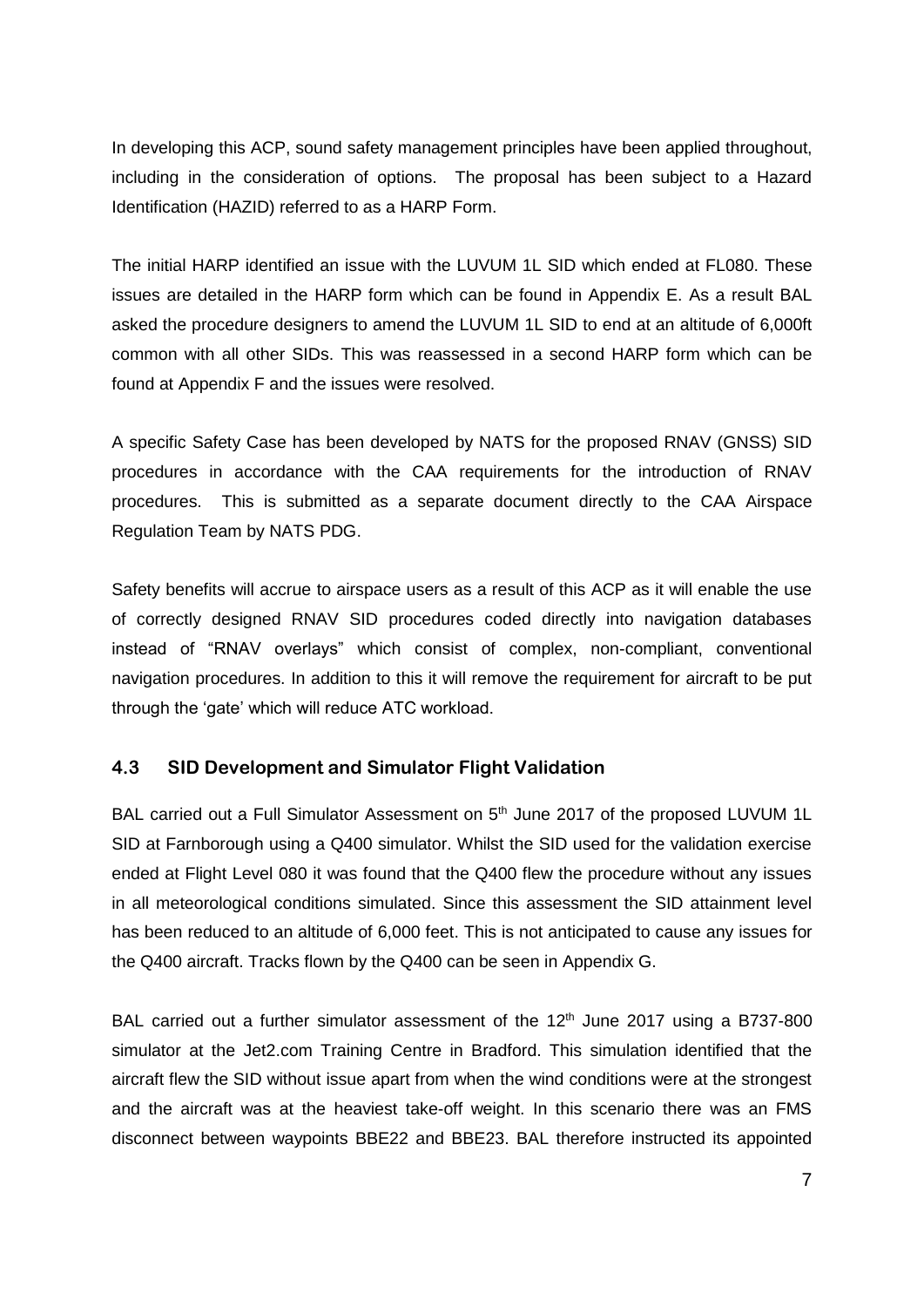In developing this ACP, sound safety management principles have been applied throughout, including in the consideration of options. The proposal has been subject to a Hazard Identification (HAZID) referred to as a HARP Form.

The initial HARP identified an issue with the LUVUM 1L SID which ended at FL080. These issues are detailed in the HARP form which can be found in Appendix E. As a result BAL asked the procedure designers to amend the LUVUM 1L SID to end at an altitude of 6,000ft common with all other SIDs. This was reassessed in a second HARP form which can be found at Appendix F and the issues were resolved.

A specific Safety Case has been developed by NATS for the proposed RNAV (GNSS) SID procedures in accordance with the CAA requirements for the introduction of RNAV procedures. This is submitted as a separate document directly to the CAA Airspace Regulation Team by NATS PDG.

Safety benefits will accrue to airspace users as a result of this ACP as it will enable the use of correctly designed RNAV SID procedures coded directly into navigation databases instead of "RNAV overlays" which consist of complex, non-compliant, conventional navigation procedures. In addition to this it will remove the requirement for aircraft to be put through the 'gate' which will reduce ATC workload.

### 4.3 SID Development and Simulator Flight Validation

BAL carried out a Full Simulator Assessment on 5th June 2017 of the proposed LUVUM 1L SID at Farnborough using a Q400 simulator. Whilst the SID used for the validation exercise ended at Flight Level 080 it was found that the Q400 flew the procedure without any issues in all meteorological conditions simulated. Since this assessment the SID attainment level has been reduced to an altitude of 6,000 feet. This is not anticipated to cause any issues for the Q400 aircraft. Tracks flown by the Q400 can be seen in Appendix G.

BAL carried out a further simulator assessment of the 12th June 2017 using a B737-800 simulator at the Jet2.com Training Centre in Bradford. This simulation identified that the aircraft flew the SID without issue apart from when the wind conditions were at the strongest and the aircraft was at the heaviest take-off weight. In this scenario there was an FMS disconnect between waypoints BBE22 and BBE23. BAL therefore instructed its appointed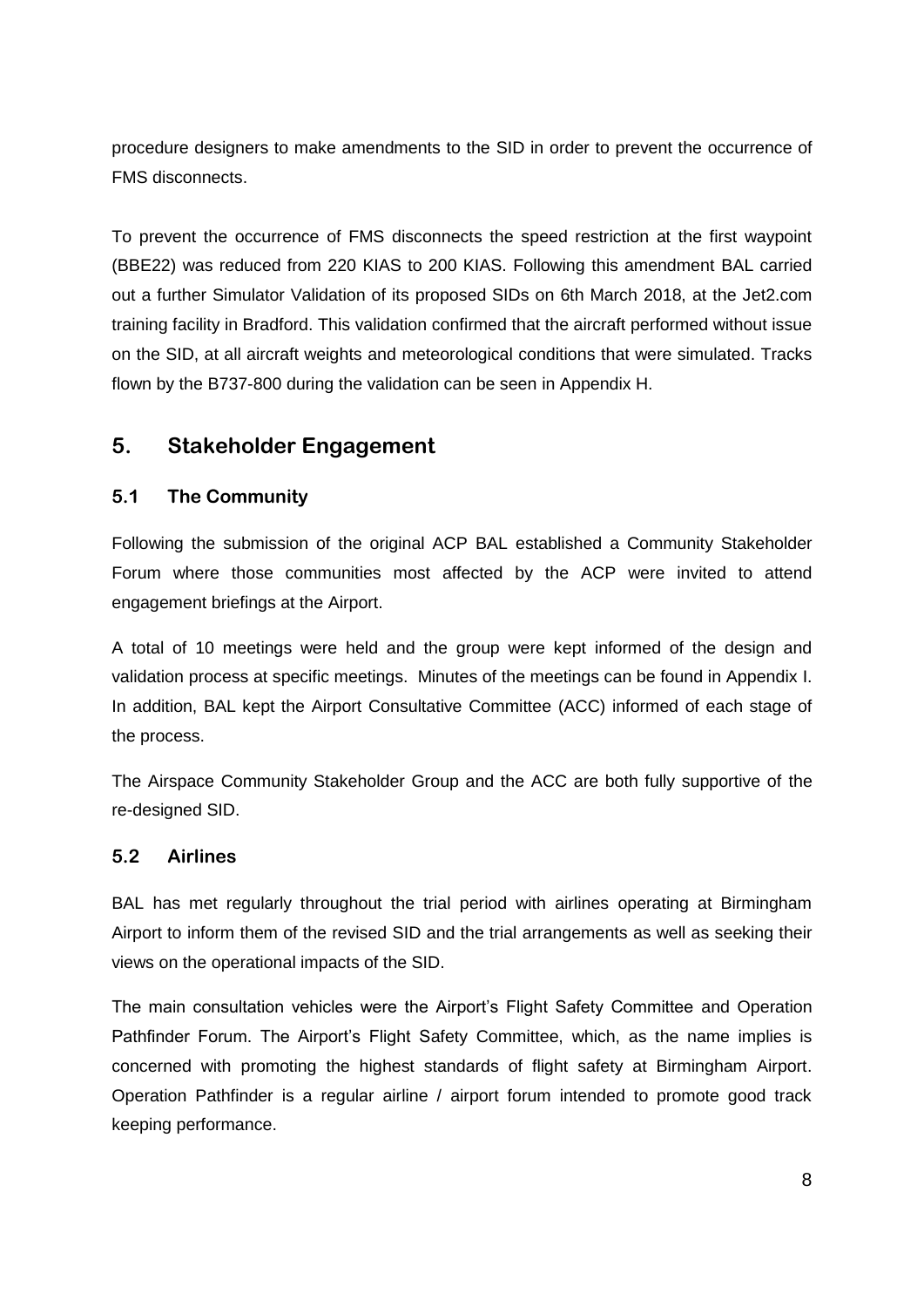procedure designers to make amendments to the SID in order to prevent the occurrence of FMS disconnects.

To prevent the occurrence of FMS disconnects the speed restriction at the first waypoint (BBE22) was reduced from 220 KIAS to 200 KIAS. Following this amendment BAL carried out a further Simulator Validation of its proposed SIDs on 6th March 2018, at the Jet2.com training facility in Bradford. This validation confirmed that the aircraft performed without issue on the SID, at all aircraft weights and meteorological conditions that were simulated. Tracks flown by the B737-800 during the validation can be seen in Appendix H.

## 5. Stakeholder Engagement

### 5.1 The Community

Following the submission of the original ACP BAL established a Community Stakeholder Forum where those communities most affected by the ACP were invited to attend engagement briefings at the Airport.

A total of 10 meetings were held and the group were kept informed of the design and validation process at specific meetings. Minutes of the meetings can be found in Appendix I. In addition, BAL kept the Airport Consultative Committee (ACC) informed of each stage of the process.

The Airspace Community Stakeholder Group and the ACC are both fully supportive of the re-designed SID.

### 5.2 Airlines

BAL has met regularly throughout the trial period with airlines operating at Birmingham Airport to inform them of the revised SID and the trial arrangements as well as seeking their views on the operational impacts of the SID.

The main consultation vehicles were the Airport's Flight Safety Committee and Operation Pathfinder Forum. The Airport's Flight Safety Committee, which, as the name implies is concerned with promoting the highest standards of flight safety at Birmingham Airport. Operation Pathfinder is a regular airline / airport forum intended to promote good track keeping performance.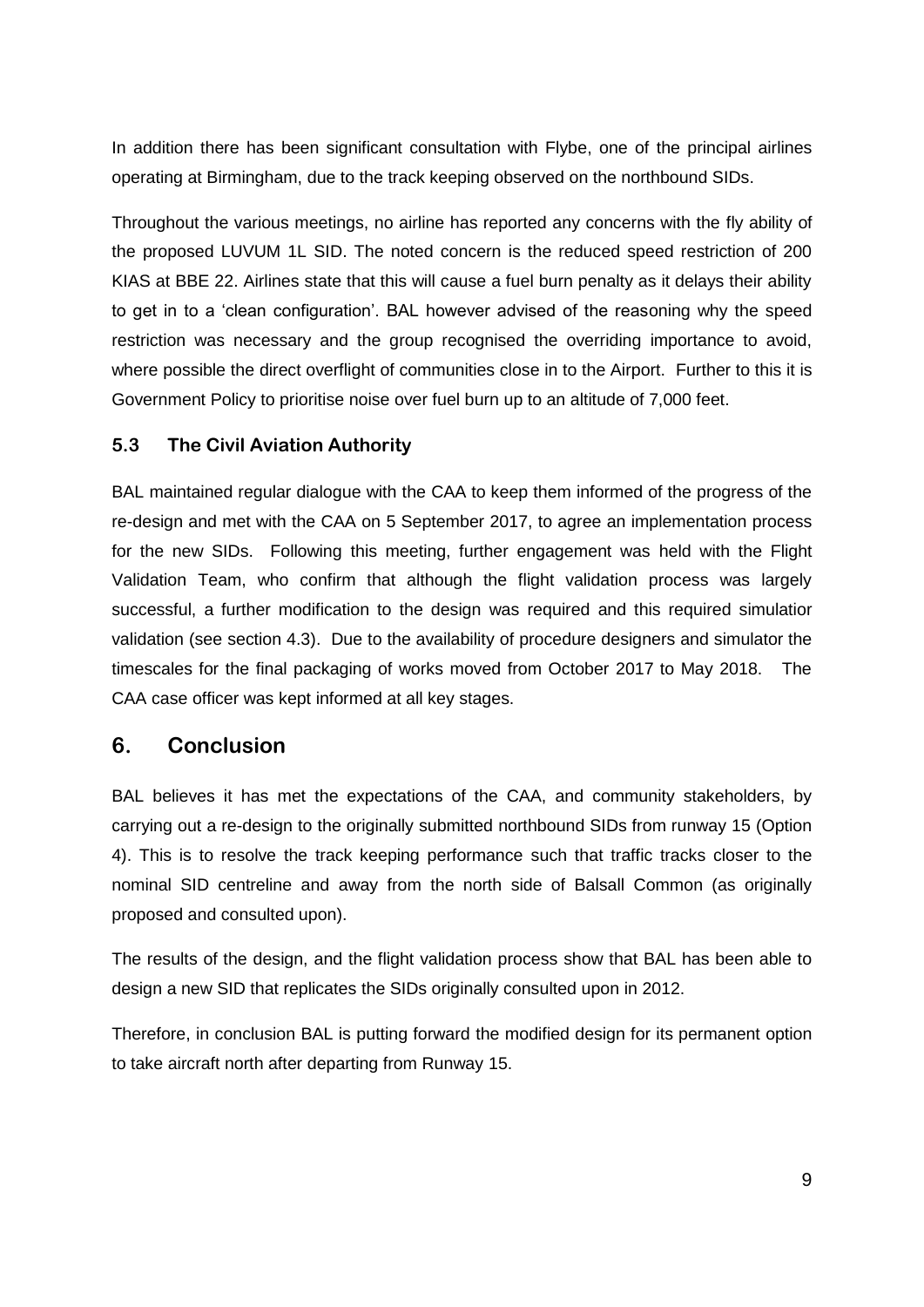In addition there has been significant consultation with Flybe, one of the principal airlines operating at Birmingham, due to the track keeping observed on the northbound SIDs.

Throughout the various meetings, no airline has reported any concerns with the fly ability of the proposed LUVUM 1L SID. The noted concern is the reduced speed restriction of 200 KIAS at BBE 22. Airlines state that this will cause a fuel burn penalty as it delays their ability to get in to a 'clean configuration'. BAL however advised of the reasoning why the speed restriction was necessary and the group recognised the overriding importance to avoid, where possible the direct overflight of communities close in to the Airport. Further to this it is Government Policy to prioritise noise over fuel burn up to an altitude of 7,000 feet.

### 5.3 The Civil Aviation Authority

BAL maintained regular dialogue with the CAA to keep them informed of the progress of the re-design and met with the CAA on 5 September 2017, to agree an implementation process for the new SIDs. Following this meeting, further engagement was held with the Flight Validation Team, who confirm that although the flight validation process was largely successful, a further modification to the design was required and this required simulatior validation (see section 4.3). Due to the availability of procedure designers and simulator the timescales for the final packaging of works moved from October 2017 to May 2018. The CAA case officer was kept informed at all key stages.

## 6. Conclusion

BAL believes it has met the expectations of the CAA, and community stakeholders, by carrying out a re-design to the originally submitted northbound SIDs from runway 15 (Option 4). This is to resolve the track keeping performance such that traffic tracks closer to the nominal SID centreline and away from the north side of Balsall Common (as originally proposed and consulted upon).

The results of the design, and the flight validation process show that BAL has been able to design a new SID that replicates the SIDs originally consulted upon in 2012.

Therefore, in conclusion BAL is putting forward the modified design for its permanent option to take aircraft north after departing from Runway 15.